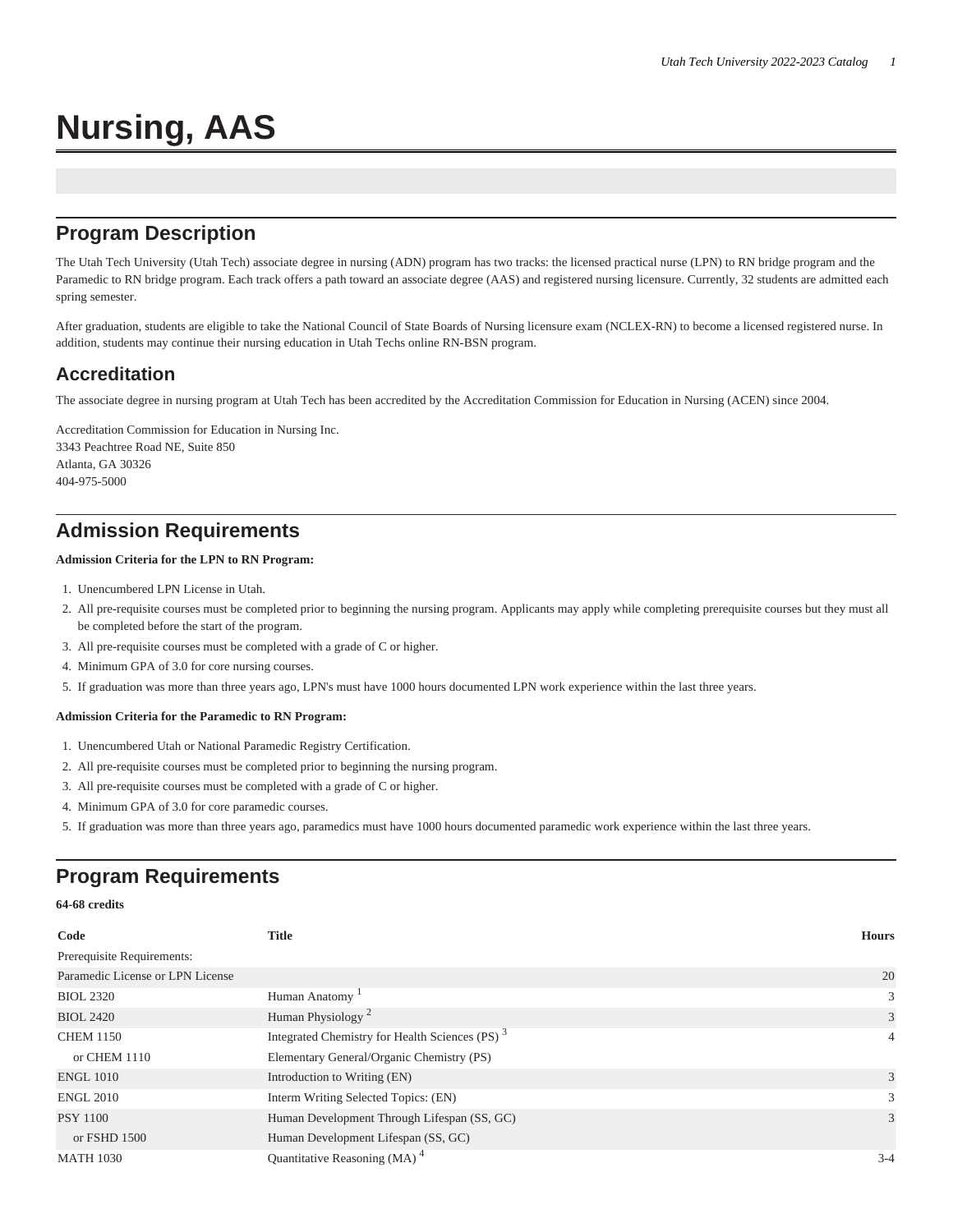# Nursing, AAS

## Program Description

The Utah Tech University (Utah Tech) associate degree in nursing (ADN) program has two tracks: the licensed practical nurse (LPN) to RN bridge program and the Paramedic to RN bridge program. Each track offers a path toward an associate degree (AAS) and registered nursing licensure. Currently, 32 students are admitted each spring semester.

After graduation, students are eligible to take the National Council of State Boards of Nursing licensure exam (NCLEX-RN) to become a licensed registered nurse. In addition, students may continue their nursing education in Utah Techs online RN-BSN program.

## Accreditation

The associate degree in nursing program at Utah Tech has been accredited by the Accreditation Commission for Education in Nursing (ACEN) since 2004.

Accreditation Commission for Education in Nursing Inc.
3343 Peachtree Road NE, Suite 850
Atlanta, GA 30326
404-975-5000

## Admission Requirements

**Admission Criteria for the LPN to RN Program:**

1. Unencumbered LPN License in Utah.
2. All pre-requisite courses must be completed prior to beginning the nursing program. Applicants may apply while completing prerequisite courses but they must all be completed before the start of the program.
3. All pre-requisite courses must be completed with a grade of C or higher.
4. Minimum GPA of 3.0 for core nursing courses.
5. If graduation was more than three years ago, LPN's must have 1000 hours documented LPN work experience within the last three years.

**Admission Criteria for the Paramedic to RN Program:**

1. Unencumbered Utah or National Paramedic Registry Certification.
2. All pre-requisite courses must be completed prior to beginning the nursing program.
3. All pre-requisite courses must be completed with a grade of C or higher.
4. Minimum GPA of 3.0 for core paramedic courses.
5. If graduation was more than three years ago, paramedics must have 1000 hours documented paramedic work experience within the last three years.

## Program Requirements

**64-68 credits**

| Code | Title | Hours |
|---|---|---|
| Prerequisite Requirements: | | |
| Paramedic License or LPN License | | 20 |
| BIOL 2320 | Human Anatomy [1] | 3 |
| BIOL 2420 | Human Physiology [2] | 3 |
| CHEM 1150 | Integrated Chemistry for Health Sciences (PS) [3] | 4 |
| or CHEM 1110 | Elementary General/Organic Chemistry (PS) | |
| ENGL 1010 | Introduction to Writing (EN) | 3 |
| ENGL 2010 | Interm Writing Selected Topics: (EN) | 3 |
| PSY 1100 | Human Development Through Lifespan (SS, GC) | 3 |
| or FSHD 1500 | Human Development Lifespan (SS, GC) | |
| MATH 1030 | Quantitative Reasoning (MA) [4] | 3-4 |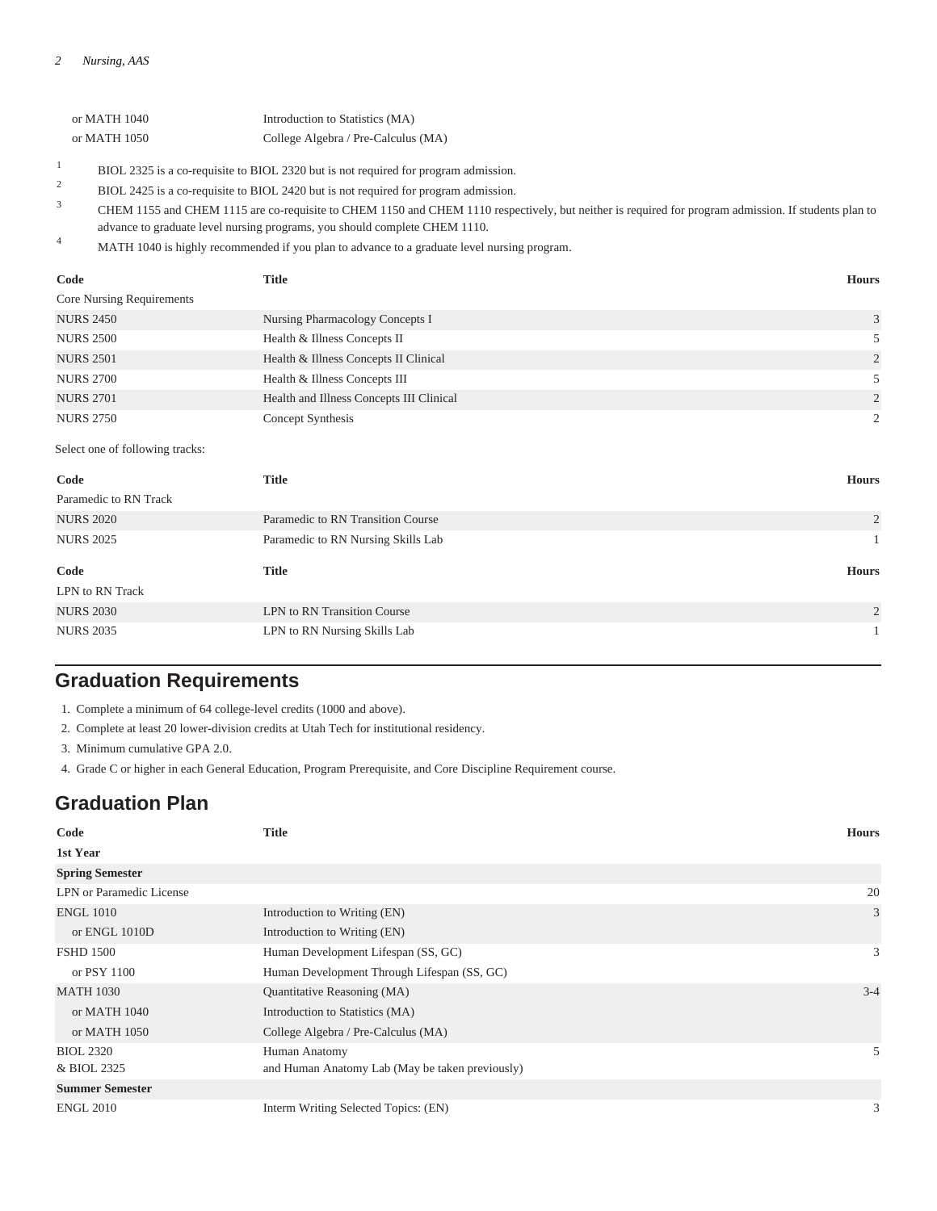| Code | Title | Hours |
|---|---|---|
| or MATH 1040 | Introduction to Statistics (MA) | |
| or MATH 1050 | College Algebra / Pre-Calculus (MA) | |

1. BIOL 2325 is a co-requisite to BIOL 2320 but is not required for program admission.
2. BIOL 2425 is a co-requisite to BIOL 2420 but is not required for program admission.
3. CHEM 1155 and CHEM 1115 are co-requisite to CHEM 1150 and CHEM 1110 respectively, but neither is required for program admission. If students plan to advance to graduate level nursing programs, you should complete CHEM 1110.
4. MATH 1040 is highly recommended if you plan to advance to a graduate level nursing program.

| Code | Title | Hours |
|---|---|---|
| Core Nursing Requirements | | |
| NURS 2450 | Nursing Pharmacology Concepts I | 3 |
| NURS 2500 | Health & Illness Concepts II | 5 |
| NURS 2501 | Health & Illness Concepts II Clinical | 2 |
| NURS 2700 | Health & Illness Concepts III | 5 |
| NURS 2701 | Health and Illness Concepts III Clinical | 2 |
| NURS 2750 | Concept Synthesis | 2 |

Select one of following tracks:

| Code | Title | Hours |
|---|---|---|
| Paramedic to RN Track | | |
| NURS 2020 | Paramedic to RN Transition Course | 2 |
| NURS 2025 | Paramedic to RN Nursing Skills Lab | 1 |

| Code | Title | Hours |
|---|---|---|
| LPN to RN Track | | |
| NURS 2030 | LPN to RN Transition Course | 2 |
| NURS 2035 | LPN to RN Nursing Skills Lab | 1 |

## Graduation Requirements

1. Complete a minimum of 64 college-level credits (1000 and above).
2. Complete at least 20 lower-division credits at Utah Tech for institutional residency.
3. Minimum cumulative GPA 2.0.
4. Grade C or higher in each General Education, Program Prerequisite, and Core Discipline Requirement course.

## Graduation Plan

| Code | Title | Hours |
|---|---|---|
| **1st Year** | | |
| **Spring Semester** | | |
| LPN or Paramedic License | | 20 |
| ENGL 1010 | Introduction to Writing (EN) | 3 |
| or ENGL 1010D | Introduction to Writing (EN) | |
| FSHD 1500 | Human Development Lifespan (SS, GC) | 3 |
| or PSY 1100 | Human Development Through Lifespan (SS, GC) | |
| MATH 1030 | Quantitative Reasoning (MA) | 3-4 |
| or MATH 1040 | Introduction to Statistics (MA) | |
| or MATH 1050 | College Algebra / Pre-Calculus (MA) | |
| BIOL 2320 & BIOL 2325 | Human Anatomy and Human Anatomy Lab (May be taken previously) | 5 |
| **Summer Semester** | | |
| ENGL 2010 | Interm Writing Selected Topics: (EN) | 3 |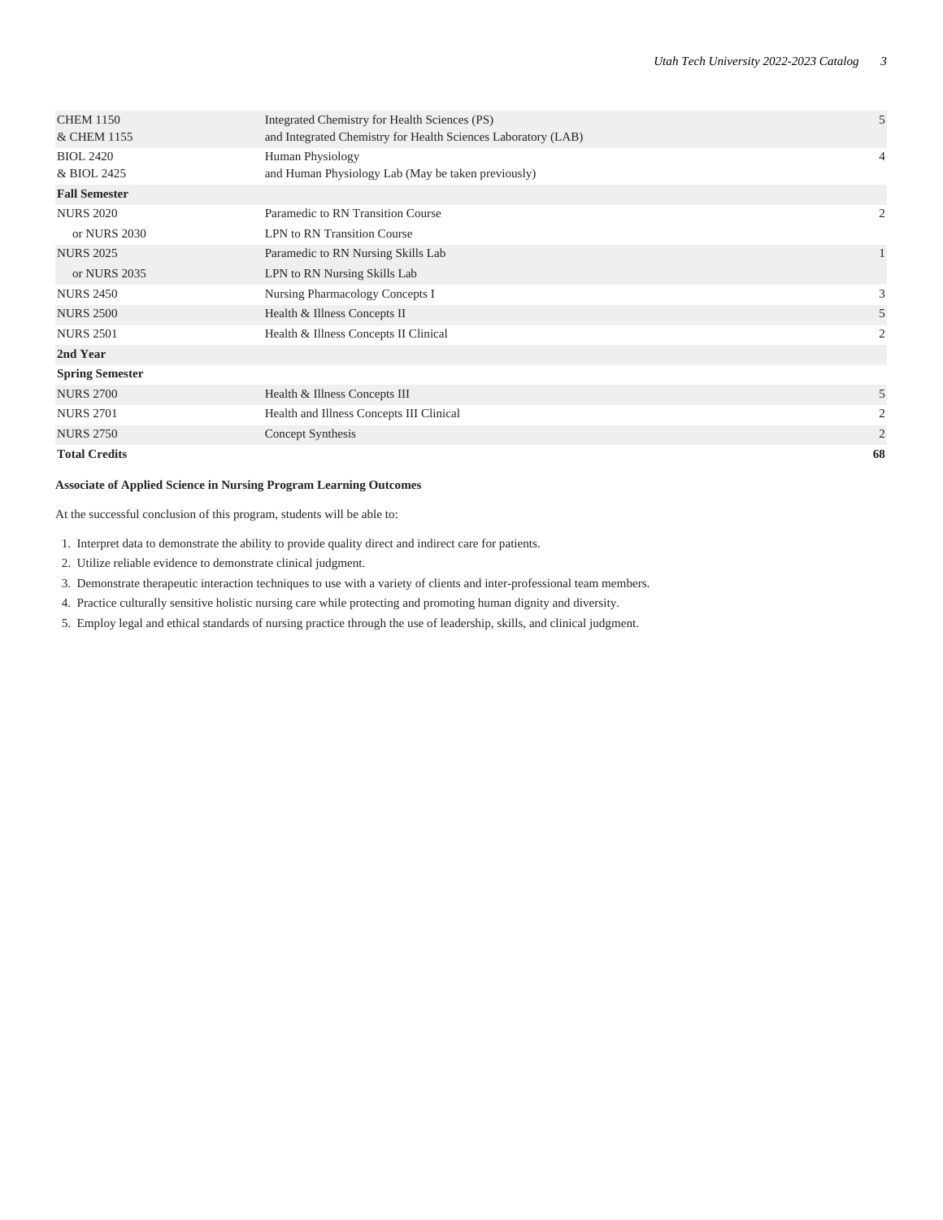| | | |
|---|---|---|
| CHEM 1150<br>& CHEM 1155 | Integrated Chemistry for Health Sciences (PS)<br>and Integrated Chemistry for Health Sciences Laboratory (LAB) | 5 |
| BIOL 2420<br>& BIOL 2425 | Human Physiology<br>and Human Physiology Lab (May be taken previously) | 4 |
| **Fall Semester** | | |
| NURS 2020 | Paramedic to RN Transition Course | 2 |
| or NURS 2030 | LPN to RN Transition Course | |
| NURS 2025 | Paramedic to RN Nursing Skills Lab | 1 |
| or NURS 2035 | LPN to RN Nursing Skills Lab | |
| NURS 2450 | Nursing Pharmacology Concepts I | 3 |
| NURS 2500 | Health & Illness Concepts II | 5 |
| NURS 2501 | Health & Illness Concepts II Clinical | 2 |
| **2nd Year** | | |
| **Spring Semester** | | |
| NURS 2700 | Health & Illness Concepts III | 5 |
| NURS 2701 | Health and Illness Concepts III Clinical | 2 |
| NURS 2750 | Concept Synthesis | 2 |
| **Total Credits** | | **68** |

**Associate of Applied Science in Nursing Program Learning Outcomes**

At the successful conclusion of this program, students will be able to:

1. Interpret data to demonstrate the ability to provide quality direct and indirect care for patients.
2. Utilize reliable evidence to demonstrate clinical judgment.
3. Demonstrate therapeutic interaction techniques to use with a variety of clients and inter-professional team members.
4. Practice culturally sensitive holistic nursing care while protecting and promoting human dignity and diversity.
5. Employ legal and ethical standards of nursing practice through the use of leadership, skills, and clinical judgment.